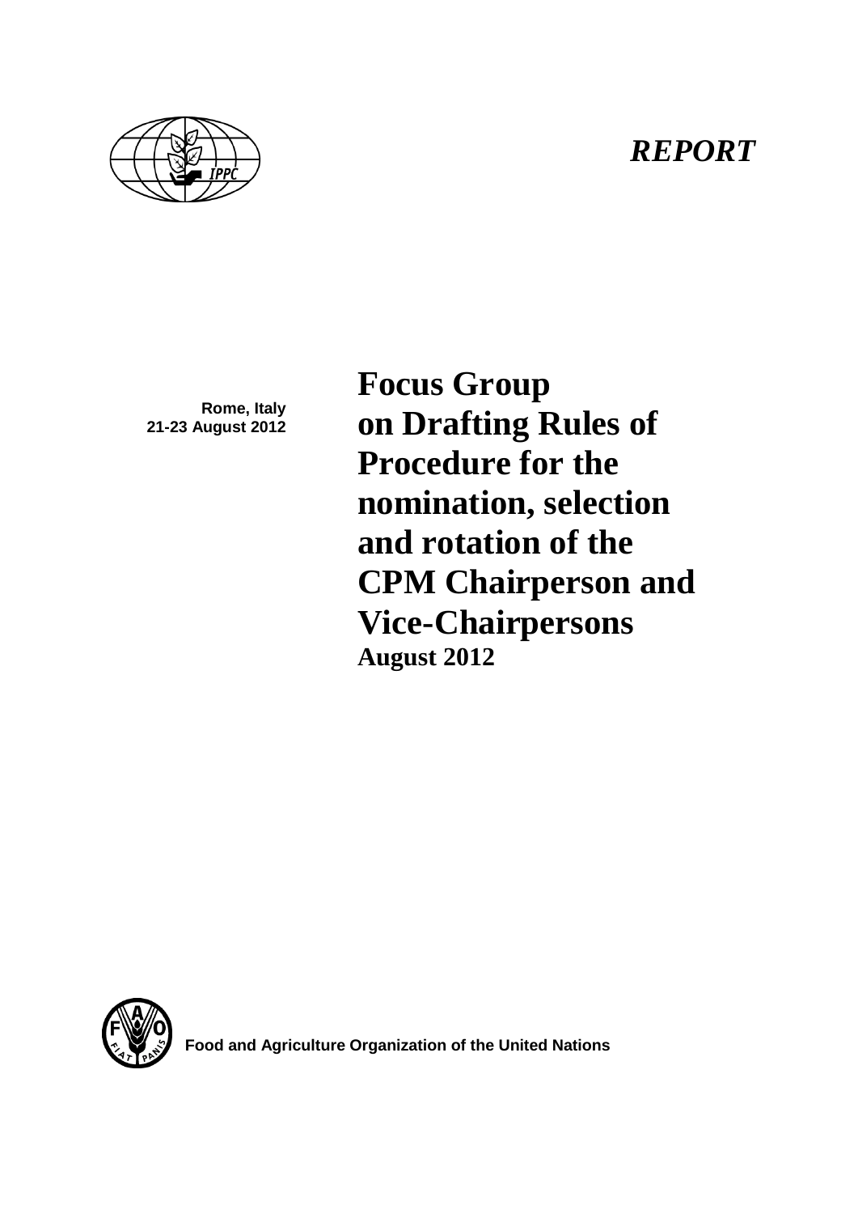*REPORT*

Rome, Italy
21-23 August 2012

# Focus Group on Drafting Rules of Procedure for the nomination, selection and rotation of the CPM Chairperson and Vice-Chairpersons

**August 2012**

**Food and Agriculture Organization of the United Nations**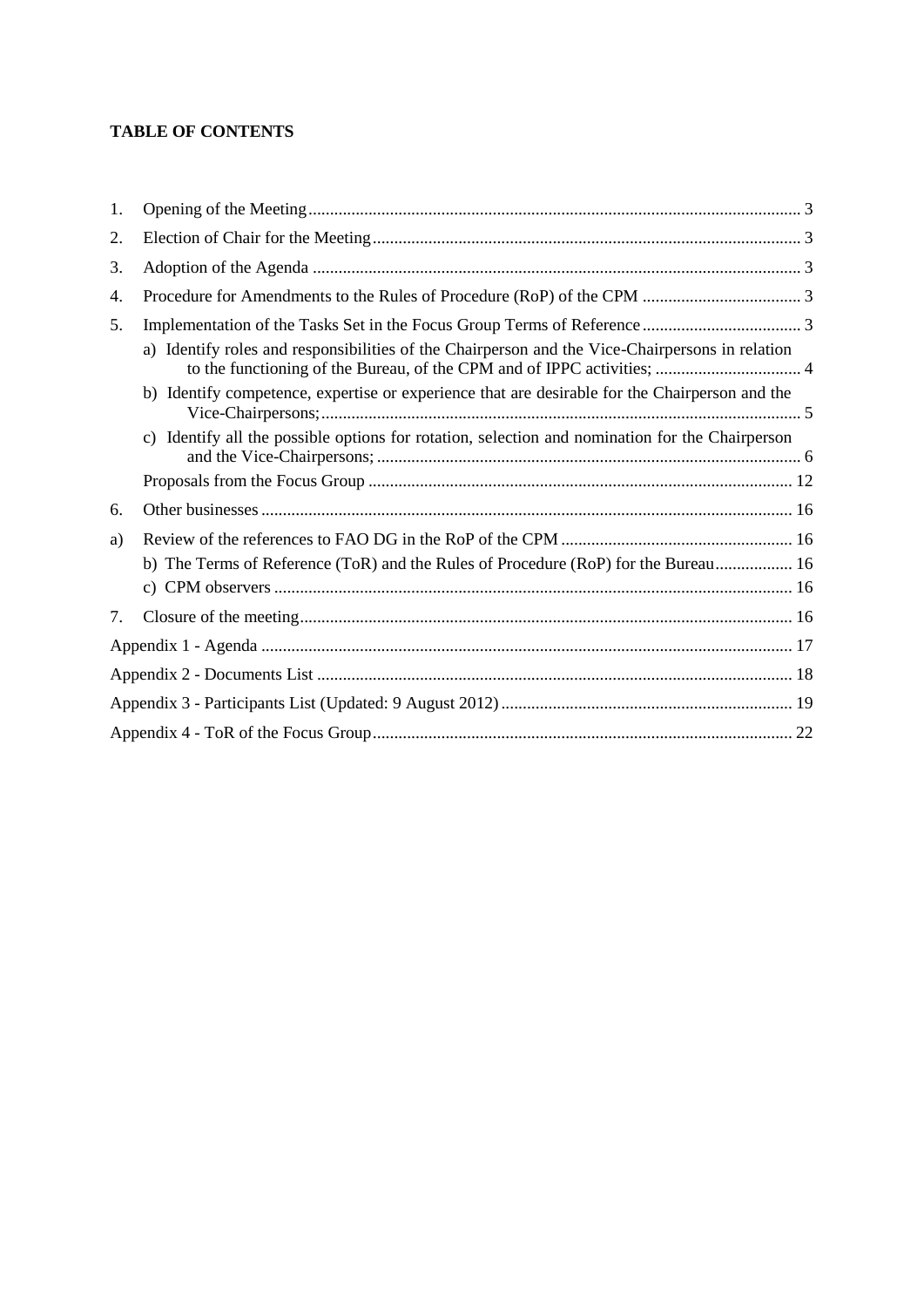**TABLE OF CONTENTS**

1. Opening of the Meeting ... 3
2. Election of Chair for the Meeting ... 3
3. Adoption of the Agenda ... 3
4. Procedure for Amendments to the Rules of Procedure (RoP) of the CPM ... 3
5. Implementation of the Tasks Set in the Focus Group Terms of Reference ... 3
   - a) Identify roles and responsibilities of the Chairperson and the Vice-Chairpersons in relation to the functioning of the Bureau, of the CPM and of IPPC activities; ... 4
   - b) Identify competence, expertise or experience that are desirable for the Chairperson and the Vice-Chairpersons; ... 5
   - c) Identify all the possible options for rotation, selection and nomination for the Chairperson and the Vice-Chairpersons; ... 6
   - Proposals from the Focus Group ... 12
6. Other businesses ... 16

a) Review of the references to FAO DG in the RoP of the CPM ... 16
   - b) The Terms of Reference (ToR) and the Rules of Procedure (RoP) for the Bureau ... 16
   - c) CPM observers ... 16

7. Closure of the meeting ... 16

Appendix 1 - Agenda ... 17

Appendix 2 - Documents List ... 18

Appendix 3 - Participants List (Updated: 9 August 2012) ... 19

Appendix 4 - ToR of the Focus Group ... 22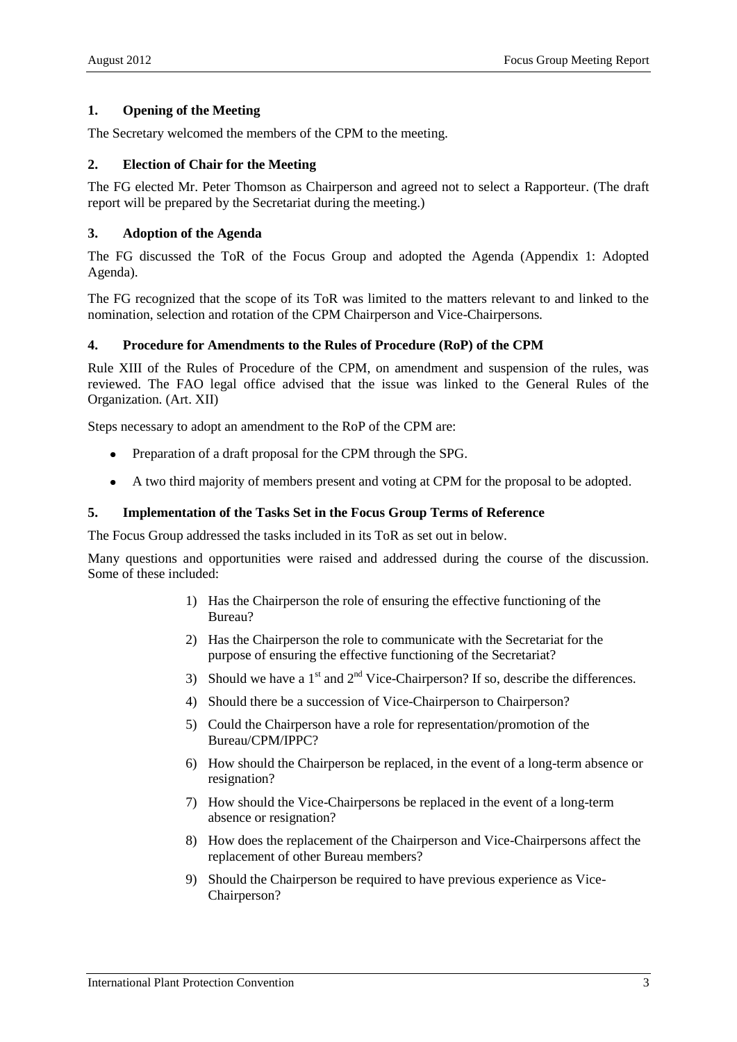## 1. Opening of the Meeting

The Secretary welcomed the members of the CPM to the meeting.

## 2. Election of Chair for the Meeting

The FG elected Mr. Peter Thomson as Chairperson and agreed not to select a Rapporteur. (The draft report will be prepared by the Secretariat during the meeting.)

## 3. Adoption of the Agenda

The FG discussed the ToR of the Focus Group and adopted the Agenda (Appendix 1: Adopted Agenda).

The FG recognized that the scope of its ToR was limited to the matters relevant to and linked to the nomination, selection and rotation of the CPM Chairperson and Vice-Chairpersons.

## 4. Procedure for Amendments to the Rules of Procedure (RoP) of the CPM

Rule XIII of the Rules of Procedure of the CPM, on amendment and suspension of the rules, was reviewed. The FAO legal office advised that the issue was linked to the General Rules of the Organization. (Art. XII)

Steps necessary to adopt an amendment to the RoP of the CPM are:

- Preparation of a draft proposal for the CPM through the SPG.
- A two third majority of members present and voting at CPM for the proposal to be adopted.

## 5. Implementation of the Tasks Set in the Focus Group Terms of Reference

The Focus Group addressed the tasks included in its ToR as set out in below.

Many questions and opportunities were raised and addressed during the course of the discussion. Some of these included:

1) Has the Chairperson the role of ensuring the effective functioning of the Bureau?
2) Has the Chairperson the role to communicate with the Secretariat for the purpose of ensuring the effective functioning of the Secretariat?
3) Should we have a 1st and 2nd Vice-Chairperson? If so, describe the differences.
4) Should there be a succession of Vice-Chairperson to Chairperson?
5) Could the Chairperson have a role for representation/promotion of the Bureau/CPM/IPPC?
6) How should the Chairperson be replaced, in the event of a long-term absence or resignation?
7) How should the Vice-Chairpersons be replaced in the event of a long-term absence or resignation?
8) How does the replacement of the Chairperson and Vice-Chairpersons affect the replacement of other Bureau members?
9) Should the Chairperson be required to have previous experience as Vice-Chairperson?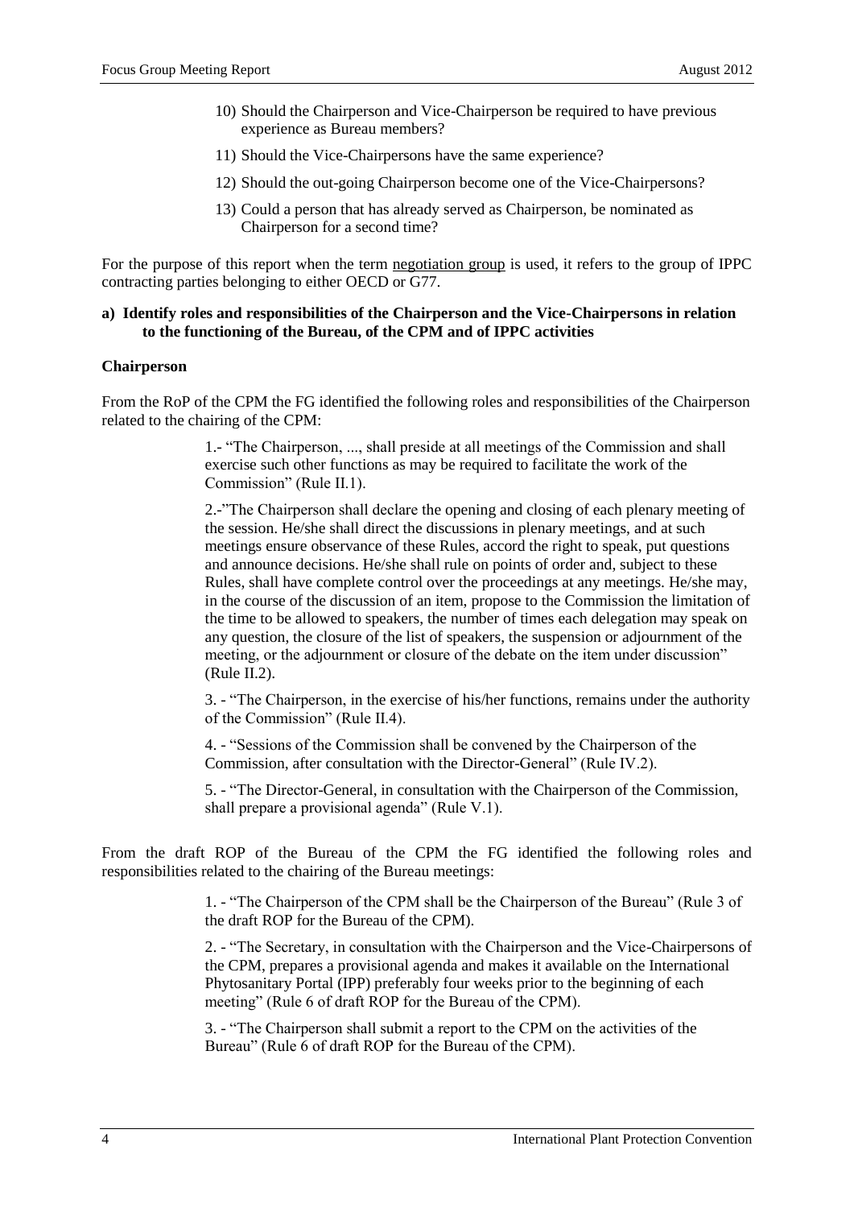10) Should the Chairperson and Vice-Chairperson be required to have previous experience as Bureau members?

11) Should the Vice-Chairpersons have the same experience?

12) Should the out-going Chairperson become one of the Vice-Chairpersons?

13) Could a person that has already served as Chairperson, be nominated as Chairperson for a second time?

For the purpose of this report when the term <u>negotiation group</u> is used, it refers to the group of IPPC contracting parties belonging to either OECD or G77.

**a) Identify roles and responsibilities of the Chairperson and the Vice-Chairpersons in relation to the functioning of the Bureau, of the CPM and of IPPC activities**

**Chairperson**

From the RoP of the CPM the FG identified the following roles and responsibilities of the Chairperson related to the chairing of the CPM:

> 1.- "The Chairperson, ..., shall preside at all meetings of the Commission and shall exercise such other functions as may be required to facilitate the work of the Commission" (Rule II.1).
>
> 2.-"The Chairperson shall declare the opening and closing of each plenary meeting of the session. He/she shall direct the discussions in plenary meetings, and at such meetings ensure observance of these Rules, accord the right to speak, put questions and announce decisions. He/she shall rule on points of order and, subject to these Rules, shall have complete control over the proceedings at any meetings. He/she may, in the course of the discussion of an item, propose to the Commission the limitation of the time to be allowed to speakers, the number of times each delegation may speak on any question, the closure of the list of speakers, the suspension or adjournment of the meeting, or the adjournment or closure of the debate on the item under discussion" (Rule II.2).
>
> 3. - "The Chairperson, in the exercise of his/her functions, remains under the authority of the Commission" (Rule II.4).
>
> 4. - "Sessions of the Commission shall be convened by the Chairperson of the Commission, after consultation with the Director-General" (Rule IV.2).
>
> 5. - "The Director-General, in consultation with the Chairperson of the Commission, shall prepare a provisional agenda" (Rule V.1).

From the draft ROP of the Bureau of the CPM the FG identified the following roles and responsibilities related to the chairing of the Bureau meetings:

> 1. - "The Chairperson of the CPM shall be the Chairperson of the Bureau" (Rule 3 of the draft ROP for the Bureau of the CPM).
>
> 2. - "The Secretary, in consultation with the Chairperson and the Vice-Chairpersons of the CPM, prepares a provisional agenda and makes it available on the International Phytosanitary Portal (IPP) preferably four weeks prior to the beginning of each meeting" (Rule 6 of draft ROP for the Bureau of the CPM).
>
> 3. - "The Chairperson shall submit a report to the CPM on the activities of the Bureau" (Rule 6 of draft ROP for the Bureau of the CPM).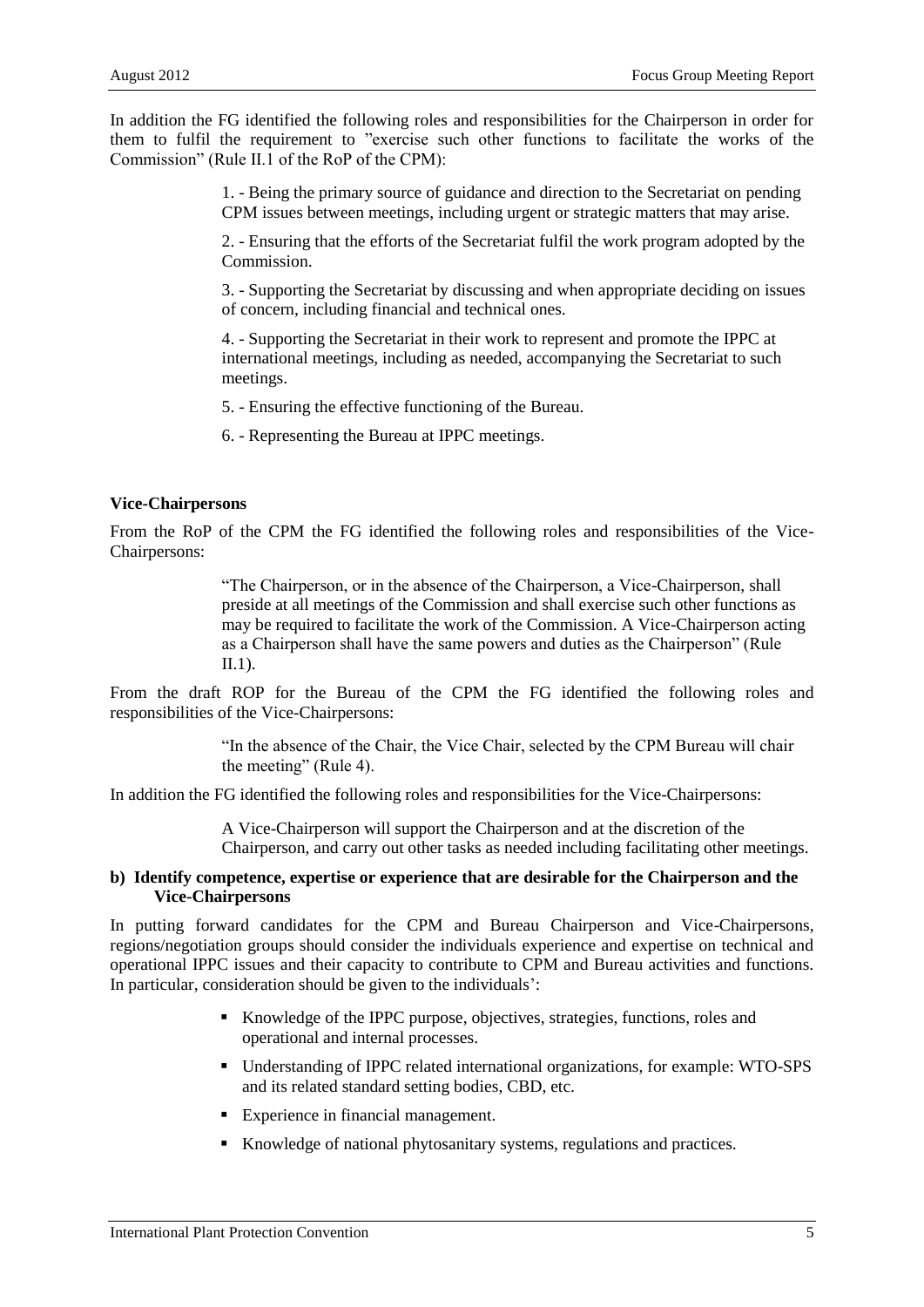In addition the FG identified the following roles and responsibilities for the Chairperson in order for them to fulfil the requirement to "exercise such other functions to facilitate the works of the Commission" (Rule II.1 of the RoP of the CPM):

> 1. - Being the primary source of guidance and direction to the Secretariat on pending CPM issues between meetings, including urgent or strategic matters that may arise.
>
> 2. - Ensuring that the efforts of the Secretariat fulfil the work program adopted by the Commission.
>
> 3. - Supporting the Secretariat by discussing and when appropriate deciding on issues of concern, including financial and technical ones.
>
> 4. - Supporting the Secretariat in their work to represent and promote the IPPC at international meetings, including as needed, accompanying the Secretariat to such meetings.
>
> 5. - Ensuring the effective functioning of the Bureau.
>
> 6. - Representing the Bureau at IPPC meetings.

**Vice-Chairpersons**

From the RoP of the CPM the FG identified the following roles and responsibilities of the Vice-Chairpersons:

> "The Chairperson, or in the absence of the Chairperson, a Vice-Chairperson, shall preside at all meetings of the Commission and shall exercise such other functions as may be required to facilitate the work of the Commission. A Vice-Chairperson acting as a Chairperson shall have the same powers and duties as the Chairperson" (Rule II.1).

From the draft ROP for the Bureau of the CPM the FG identified the following roles and responsibilities of the Vice-Chairpersons:

> "In the absence of the Chair, the Vice Chair, selected by the CPM Bureau will chair the meeting" (Rule 4).

In addition the FG identified the following roles and responsibilities for the Vice-Chairpersons:

> A Vice-Chairperson will support the Chairperson and at the discretion of the Chairperson, and carry out other tasks as needed including facilitating other meetings.

**b) Identify competence, expertise or experience that are desirable for the Chairperson and the Vice-Chairpersons**

In putting forward candidates for the CPM and Bureau Chairperson and Vice-Chairpersons, regions/negotiation groups should consider the individuals experience and expertise on technical and operational IPPC issues and their capacity to contribute to CPM and Bureau activities and functions. In particular, consideration should be given to the individuals':

- Knowledge of the IPPC purpose, objectives, strategies, functions, roles and operational and internal processes.
- Understanding of IPPC related international organizations, for example: WTO-SPS and its related standard setting bodies, CBD, etc.
- Experience in financial management.
- Knowledge of national phytosanitary systems, regulations and practices.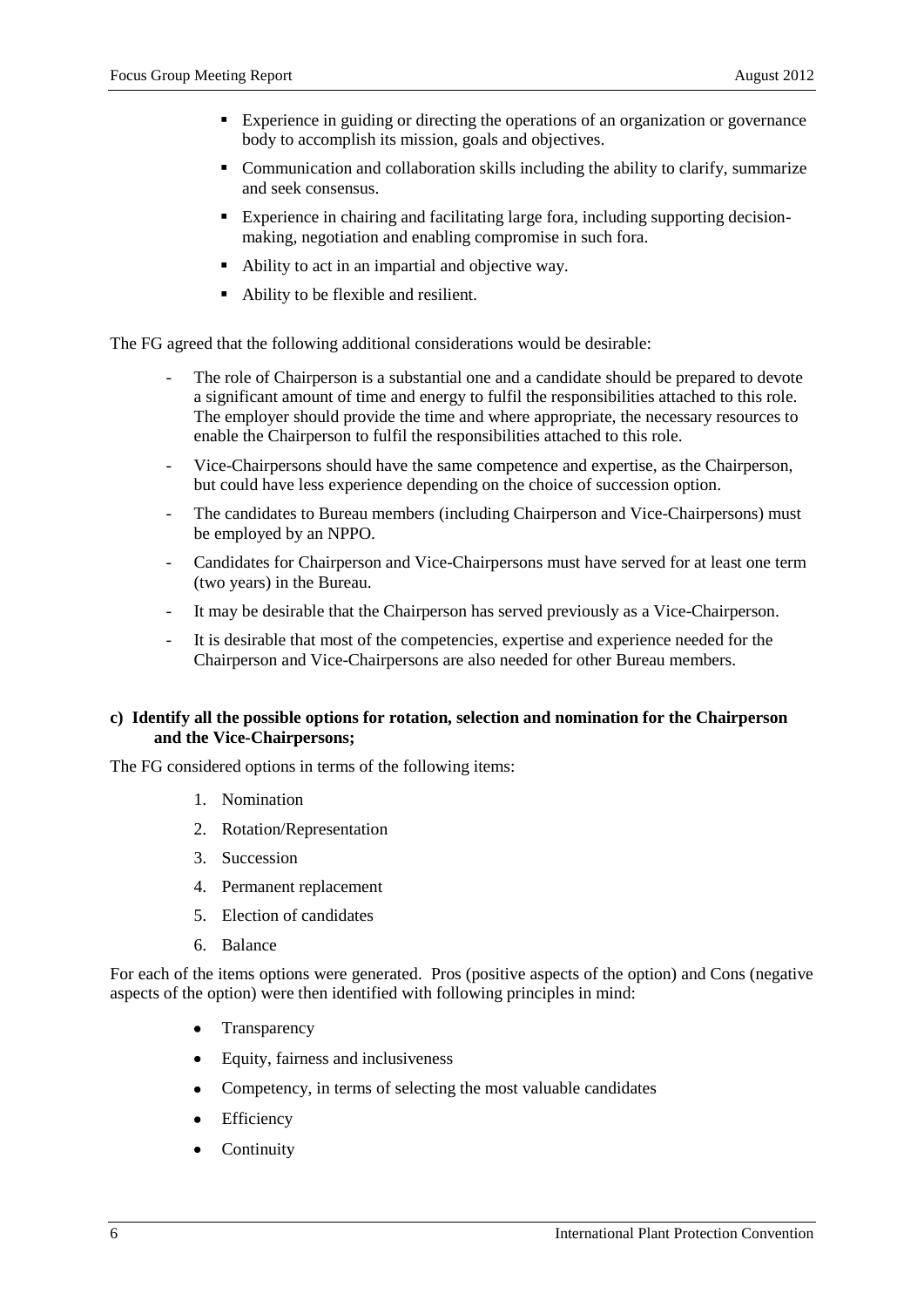- Experience in guiding or directing the operations of an organization or governance body to accomplish its mission, goals and objectives.
- Communication and collaboration skills including the ability to clarify, summarize and seek consensus.
- Experience in chairing and facilitating large fora, including supporting decision-making, negotiation and enabling compromise in such fora.
- Ability to act in an impartial and objective way.
- Ability to be flexible and resilient.

The FG agreed that the following additional considerations would be desirable:

- The role of Chairperson is a substantial one and a candidate should be prepared to devote a significant amount of time and energy to fulfil the responsibilities attached to this role. The employer should provide the time and where appropriate, the necessary resources to enable the Chairperson to fulfil the responsibilities attached to this role.
- Vice-Chairpersons should have the same competence and expertise, as the Chairperson, but could have less experience depending on the choice of succession option.
- The candidates to Bureau members (including Chairperson and Vice-Chairpersons) must be employed by an NPPO.
- Candidates for Chairperson and Vice-Chairpersons must have served for at least one term (two years) in the Bureau.
- It may be desirable that the Chairperson has served previously as a Vice-Chairperson.
- It is desirable that most of the competencies, expertise and experience needed for the Chairperson and Vice-Chairpersons are also needed for other Bureau members.

**c) Identify all the possible options for rotation, selection and nomination for the Chairperson and the Vice-Chairpersons;**

The FG considered options in terms of the following items:

1. Nomination
2. Rotation/Representation
3. Succession
4. Permanent replacement
5. Election of candidates
6. Balance

For each of the items options were generated. Pros (positive aspects of the option) and Cons (negative aspects of the option) were then identified with following principles in mind:

- Transparency
- Equity, fairness and inclusiveness
- Competency, in terms of selecting the most valuable candidates
- Efficiency
- Continuity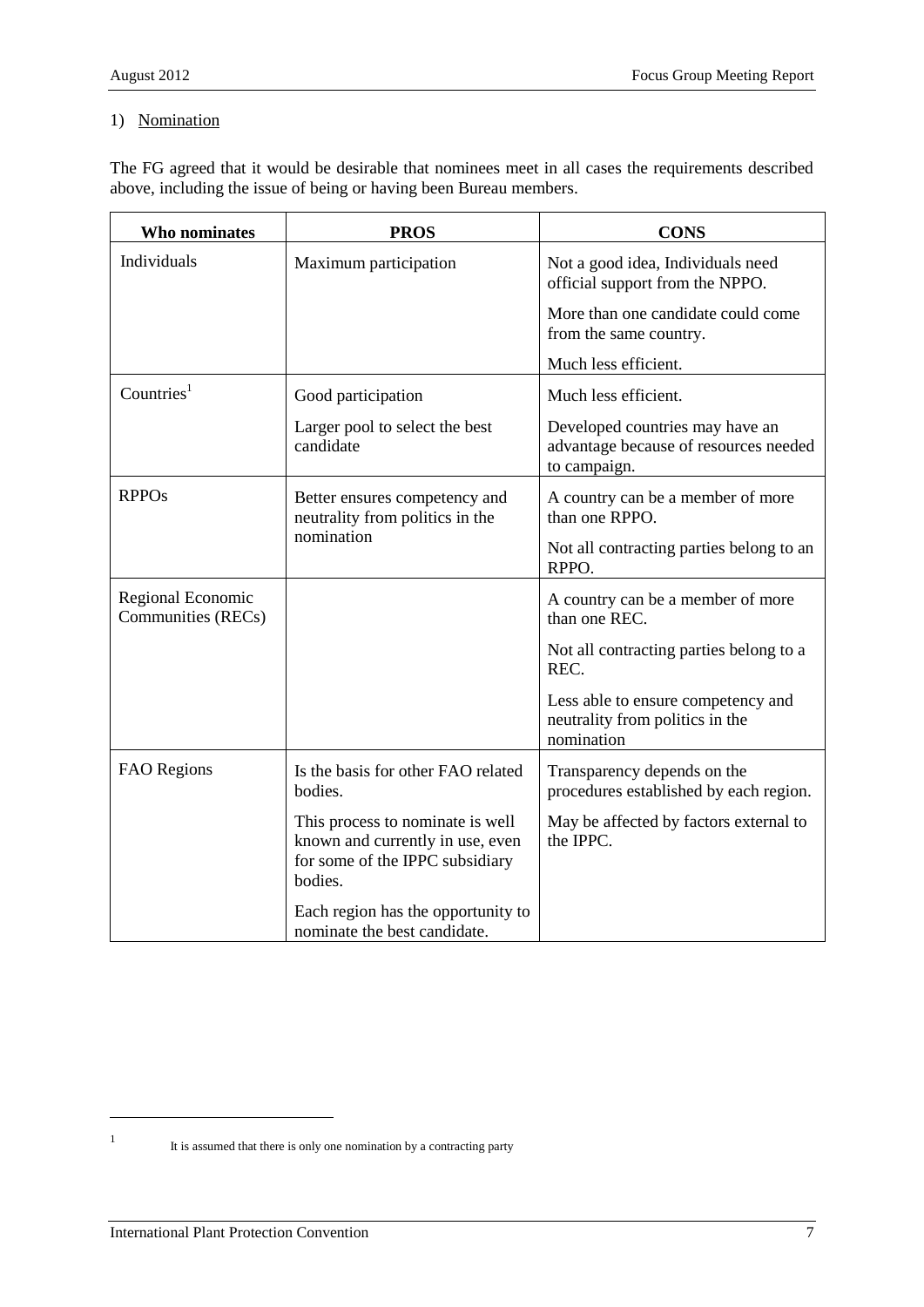1) Nomination

The FG agreed that it would be desirable that nominees meet in all cases the requirements described above, including the issue of being or having been Bureau members.

| Who nominates | PROS | CONS |
|---|---|---|
| Individuals | Maximum participation | Not a good idea, Individuals need official support from the NPPO.<br><br>More than one candidate could come from the same country.<br><br>Much less efficient. |
| Countries[1] | Good participation<br><br>Larger pool to select the best candidate | Much less efficient.<br><br>Developed countries may have an advantage because of resources needed to campaign. |
| RPPOs | Better ensures competency and neutrality from politics in the nomination | A country can be a member of more than one RPPO.<br><br>Not all contracting parties belong to an RPPO. |
| Regional Economic Communities (RECs) | | A country can be a member of more than one REC.<br><br>Not all contracting parties belong to a REC.<br><br>Less able to ensure competency and neutrality from politics in the nomination |
| FAO Regions | Is the basis for other FAO related bodies.<br><br>This process to nominate is well known and currently in use, even for some of the IPPC subsidiary bodies.<br><br>Each region has the opportunity to nominate the best candidate. | Transparency depends on the procedures established by each region.<br><br>May be affected by factors external to the IPPC. |

[1] It is assumed that there is only one nomination by a contracting party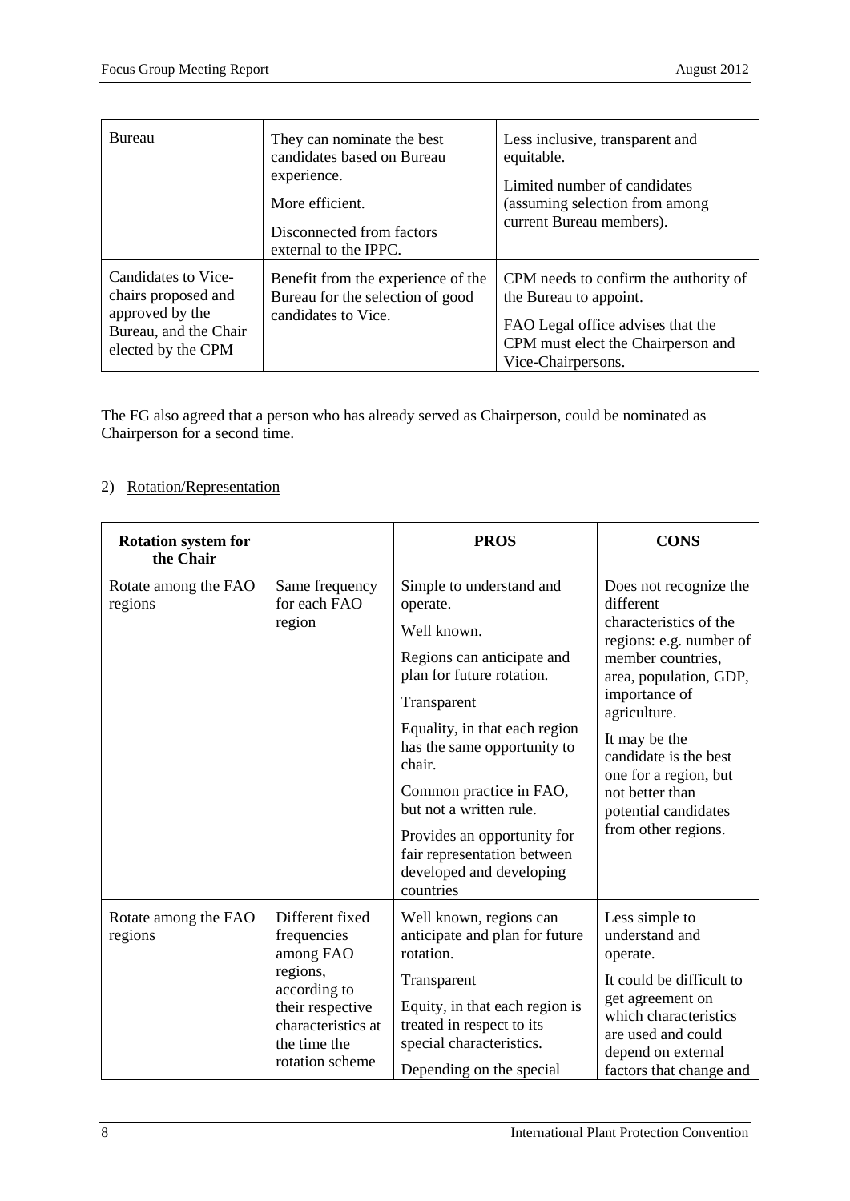| | | |
|---|---|---|
| Bureau | They can nominate the best candidates based on Bureau experience.<br><br>More efficient.<br><br>Disconnected from factors external to the IPPC. | Less inclusive, transparent and equitable.<br><br>Limited number of candidates (assuming selection from among current Bureau members). |
| Candidates to Vice-chairs proposed and approved by the Bureau, and the Chair elected by the CPM | Benefit from the experience of the Bureau for the selection of good candidates to Vice. | CPM needs to confirm the authority of the Bureau to appoint.<br><br>FAO Legal office advises that the CPM must elect the Chairperson and Vice-Chairpersons. |

The FG also agreed that a person who has already served as Chairperson, could be nominated as Chairperson for a second time.

2) Rotation/Representation

| Rotation system for the Chair | | PROS | CONS |
|---|---|---|---|
| Rotate among the FAO regions | Same frequency for each FAO region | Simple to understand and operate.<br><br>Well known.<br><br>Regions can anticipate and plan for future rotation.<br><br>Transparent<br><br>Equality, in that each region has the same opportunity to chair.<br><br>Common practice in FAO, but not a written rule.<br><br>Provides an opportunity for fair representation between developed and developing countries | Does not recognize the different characteristics of the regions: e.g. number of member countries, area, population, GDP, importance of agriculture.<br><br>It may be the candidate is the best one for a region, but not better than potential candidates from other regions. |
| Rotate among the FAO regions | Different fixed frequencies among FAO regions, according to their respective characteristics at the time the rotation scheme | Well known, regions can anticipate and plan for future rotation.<br><br>Transparent<br><br>Equity, in that each region is treated in respect to its special characteristics.<br><br>Depending on the special | Less simple to understand and operate.<br><br>It could be difficult to get agreement on which characteristics are used and could depend on external factors that change and |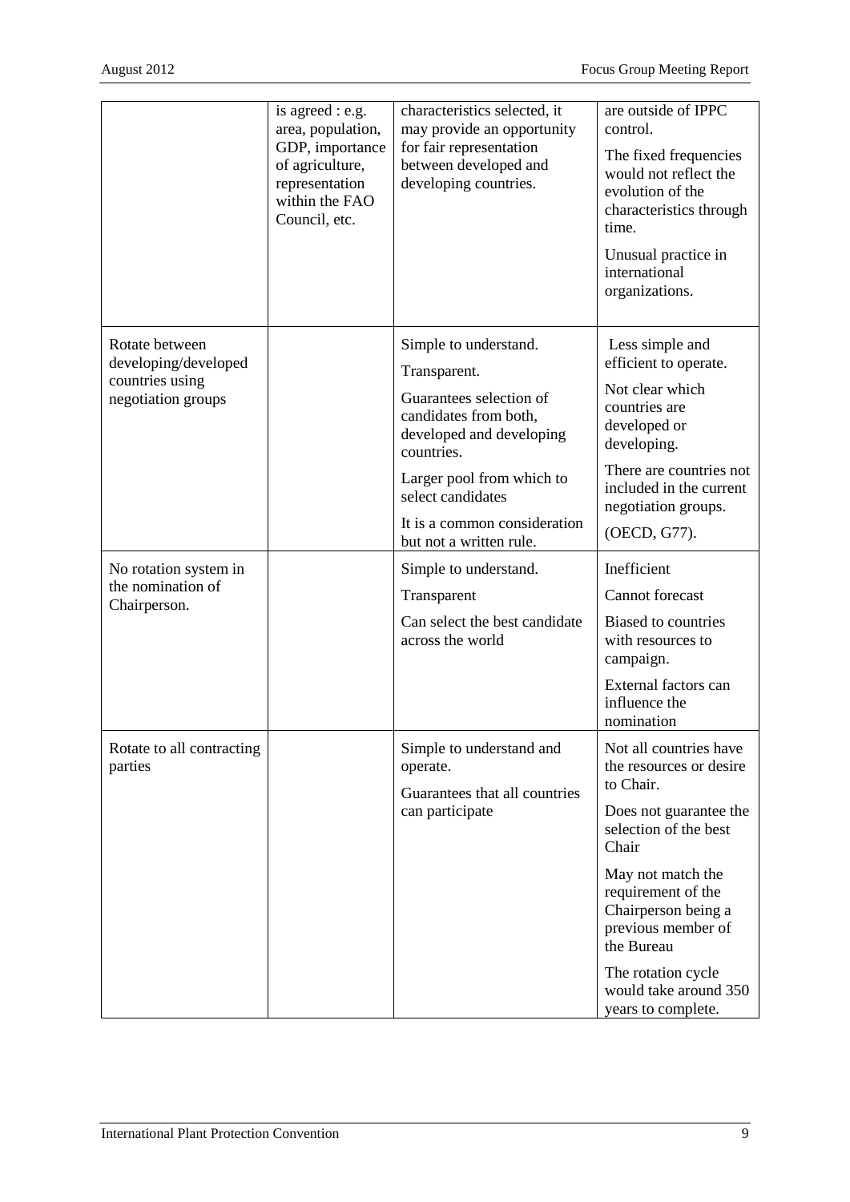| | is agreed : e.g. area, population, GDP, importance of agriculture, representation within the FAO Council, etc. | characteristics selected, it may provide an opportunity for fair representation between developed and developing countries. | are outside of IPPC control. The fixed frequencies would not reflect the evolution of the characteristics through time. Unusual practice in international organizations. |
|---|---|---|---|
| Rotate between developing/developed countries using negotiation groups | | Simple to understand. Transparent. Guarantees selection of candidates from both, developed and developing countries. Larger pool from which to select candidates It is a common consideration but not a written rule. | Less simple and efficient to operate. Not clear which countries are developed or developing. There are countries not included in the current negotiation groups. (OECD, G77). |
| No rotation system in the nomination of Chairperson. | | Simple to understand. Transparent Can select the best candidate across the world | Inefficient Cannot forecast Biased to countries with resources to campaign. External factors can influence the nomination |
| Rotate to all contracting parties | | Simple to understand and operate. Guarantees that all countries can participate | Not all countries have the resources or desire to Chair. Does not guarantee the selection of the best Chair May not match the requirement of the Chairperson being a previous member of the Bureau The rotation cycle would take around 350 years to complete. |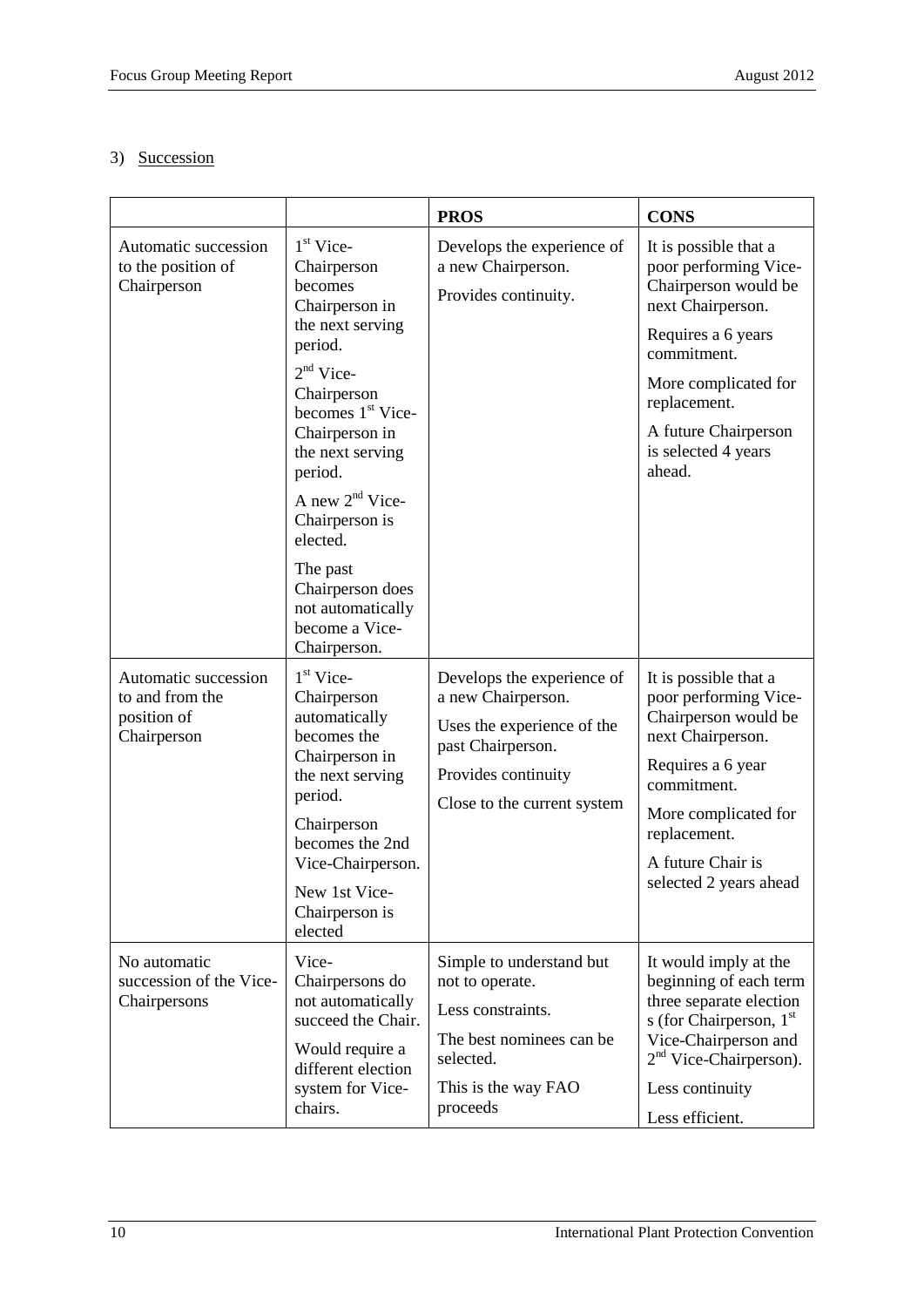3) Succession

| | | **PROS** | **CONS** |
|---|---|---|---|
| Automatic succession to the position of Chairperson | 1st Vice-Chairperson becomes Chairperson in the next serving period.<br>2nd Vice-Chairperson becomes 1st Vice-Chairperson in the next serving period.<br>A new 2nd Vice-Chairperson is elected.<br>The past Chairperson does not automatically become a Vice-Chairperson. | Develops the experience of a new Chairperson.<br>Provides continuity. | It is possible that a poor performing Vice-Chairperson would be next Chairperson.<br>Requires a 6 years commitment.<br>More complicated for replacement.<br>A future Chairperson is selected 4 years ahead. |
| Automatic succession to and from the position of Chairperson | 1st Vice-Chairperson automatically becomes the Chairperson in the next serving period.<br>Chairperson becomes the 2nd Vice-Chairperson.<br>New 1st Vice-Chairperson is elected | Develops the experience of a new Chairperson.<br>Uses the experience of the past Chairperson.<br>Provides continuity<br>Close to the current system | It is possible that a poor performing Vice-Chairperson would be next Chairperson.<br>Requires a 6 year commitment.<br>More complicated for replacement.<br>A future Chair is selected 2 years ahead |
| No automatic succession of the Vice-Chairpersons | Vice-Chairpersons do not automatically succeed the Chair.<br>Would require a different election system for Vice-chairs. | Simple to understand but not to operate.<br>Less constraints.<br>The best nominees can be selected.<br>This is the way FAO proceeds | It would imply at the beginning of each term three separate election s (for Chairperson, 1st Vice-Chairperson and 2nd Vice-Chairperson).<br>Less continuity<br>Less efficient. |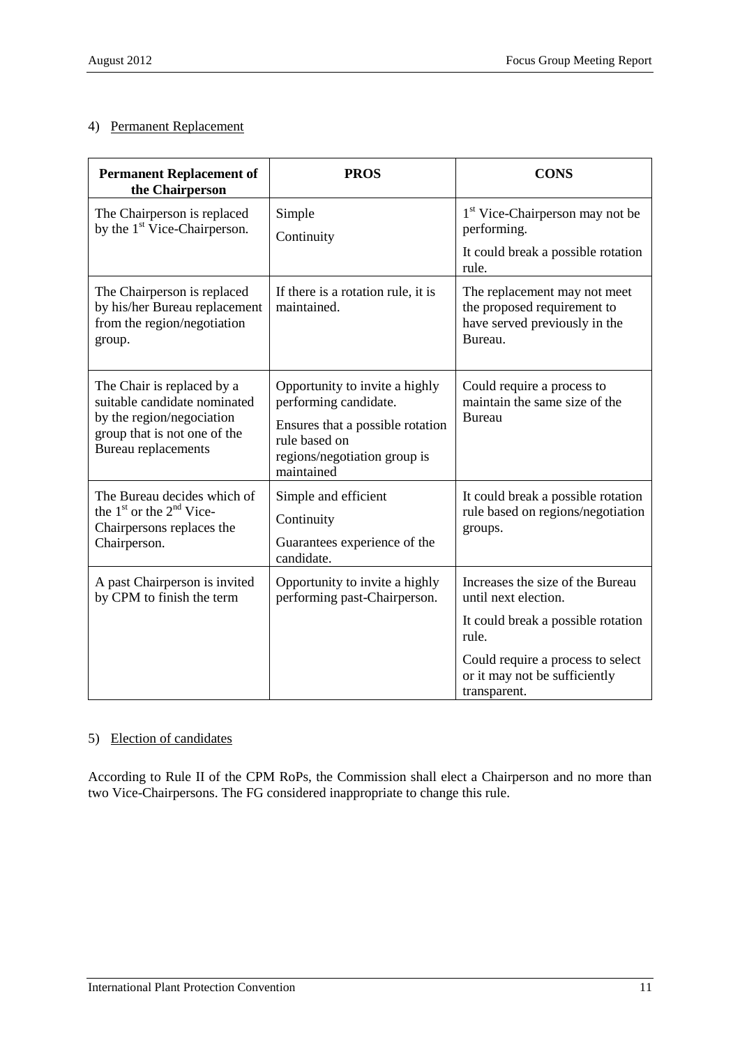4) Permanent Replacement

| Permanent Replacement of the Chairperson | PROS | CONS |
|---|---|---|
| The Chairperson is replaced by the 1st Vice-Chairperson. | Simple<br>Continuity | 1st Vice-Chairperson may not be performing.<br>It could break a possible rotation rule. |
| The Chairperson is replaced by his/her Bureau replacement from the region/negotiation group. | If there is a rotation rule, it is maintained. | The replacement may not meet the proposed requirement to have served previously in the Bureau. |
| The Chair is replaced by a suitable candidate nominated by the region/negociation group that is not one of the Bureau replacements | Opportunity to invite a highly performing candidate.<br>Ensures that a possible rotation rule based on regions/negotiation group is maintained | Could require a process to maintain the same size of the Bureau |
| The Bureau decides which of the 1st or the 2nd Vice-Chairpersons replaces the Chairperson. | Simple and efficient<br>Continuity<br>Guarantees experience of the candidate. | It could break a possible rotation rule based on regions/negotiation groups. |
| A past Chairperson is invited by CPM to finish the term | Opportunity to invite a highly performing past-Chairperson. | Increases the size of the Bureau until next election.<br>It could break a possible rotation rule.<br>Could require a process to select or it may not be sufficiently transparent. |

5) Election of candidates

According to Rule II of the CPM RoPs, the Commission shall elect a Chairperson and no more than two Vice-Chairpersons. The FG considered inappropriate to change this rule.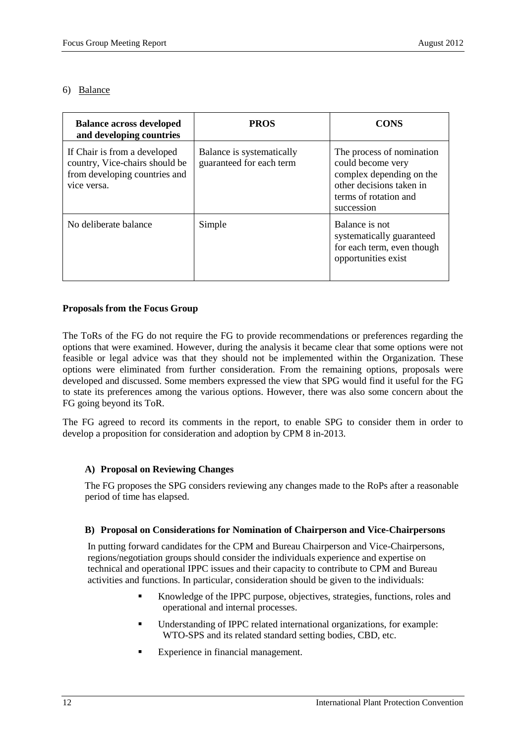6) Balance

| Balance across developed and developing countries | PROS | CONS |
|---|---|---|
| If Chair is from a developed country, Vice-chairs should be from developing countries and vice versa. | Balance is systematically guaranteed for each term | The process of nomination could become very complex depending on the other decisions taken in terms of rotation and succession |
| No deliberate balance | Simple | Balance is not systematically guaranteed for each term, even though opportunities exist |

**Proposals from the Focus Group**

The ToRs of the FG do not require the FG to provide recommendations or preferences regarding the options that were examined. However, during the analysis it became clear that some options were not feasible or legal advice was that they should not be implemented within the Organization. These options were eliminated from further consideration. From the remaining options, proposals were developed and discussed. Some members expressed the view that SPG would find it useful for the FG to state its preferences among the various options. However, there was also some concern about the FG going beyond its ToR.

The FG agreed to record its comments in the report, to enable SPG to consider them in order to develop a proposition for consideration and adoption by CPM 8 in-2013.

**A) Proposal on Reviewing Changes**

The FG proposes the SPG considers reviewing any changes made to the RoPs after a reasonable period of time has elapsed.

**B) Proposal on Considerations for Nomination of Chairperson and Vice-Chairpersons**

In putting forward candidates for the CPM and Bureau Chairperson and Vice-Chairpersons, regions/negotiation groups should consider the individuals experience and expertise on technical and operational IPPC issues and their capacity to contribute to CPM and Bureau activities and functions. In particular, consideration should be given to the individuals:

- Knowledge of the IPPC purpose, objectives, strategies, functions, roles and operational and internal processes.
- Understanding of IPPC related international organizations, for example: WTO-SPS and its related standard setting bodies, CBD, etc.
- Experience in financial management.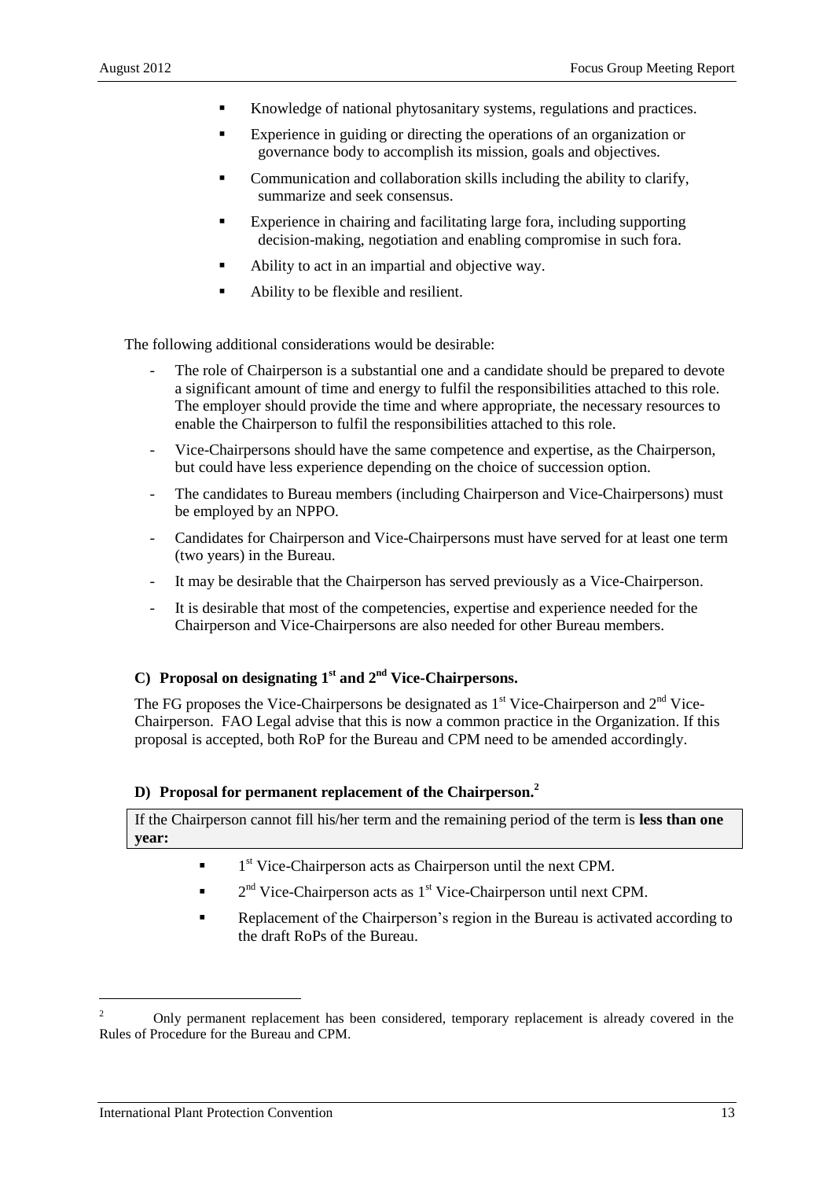- Knowledge of national phytosanitary systems, regulations and practices.
- Experience in guiding or directing the operations of an organization or governance body to accomplish its mission, goals and objectives.
- Communication and collaboration skills including the ability to clarify, summarize and seek consensus.
- Experience in chairing and facilitating large fora, including supporting decision-making, negotiation and enabling compromise in such fora.
- Ability to act in an impartial and objective way.
- Ability to be flexible and resilient.

The following additional considerations would be desirable:

- The role of Chairperson is a substantial one and a candidate should be prepared to devote a significant amount of time and energy to fulfil the responsibilities attached to this role. The employer should provide the time and where appropriate, the necessary resources to enable the Chairperson to fulfil the responsibilities attached to this role.
- Vice-Chairpersons should have the same competence and expertise, as the Chairperson, but could have less experience depending on the choice of succession option.
- The candidates to Bureau members (including Chairperson and Vice-Chairpersons) must be employed by an NPPO.
- Candidates for Chairperson and Vice-Chairpersons must have served for at least one term (two years) in the Bureau.
- It may be desirable that the Chairperson has served previously as a Vice-Chairperson.
- It is desirable that most of the competencies, expertise and experience needed for the Chairperson and Vice-Chairpersons are also needed for other Bureau members.

### C) Proposal on designating 1st and 2nd Vice-Chairpersons.

The FG proposes the Vice-Chairpersons be designated as 1st Vice-Chairperson and 2nd Vice-Chairperson. FAO Legal advise that this is now a common practice in the Organization. If this proposal is accepted, both RoP for the Bureau and CPM need to be amended accordingly.

### D) Proposal for permanent replacement of the Chairperson.[2]

| If the Chairperson cannot fill his/her term and the remaining period of the term is **less than one year:** |
| --- |

- 1st Vice-Chairperson acts as Chairperson until the next CPM.
- 2nd Vice-Chairperson acts as 1st Vice-Chairperson until next CPM.
- Replacement of the Chairperson's region in the Bureau is activated according to the draft RoPs of the Bureau.

[2] Only permanent replacement has been considered, temporary replacement is already covered in the Rules of Procedure for the Bureau and CPM.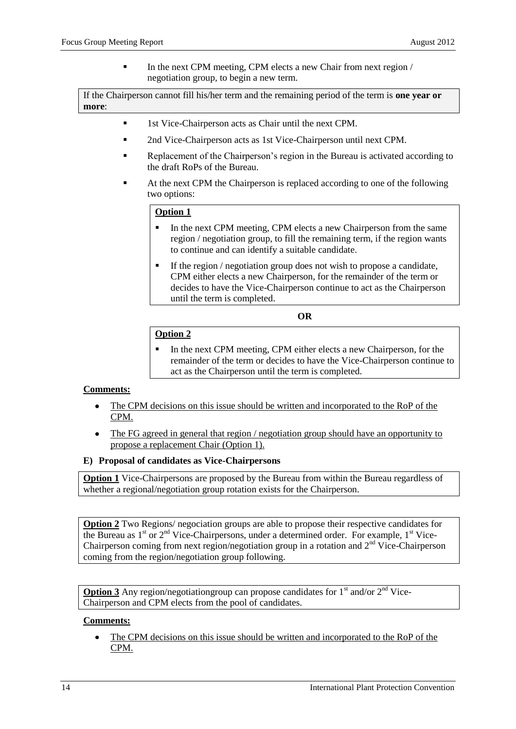- In the next CPM meeting, CPM elects a new Chair from next region / negotiation group, to begin a new term.

If the Chairperson cannot fill his/her term and the remaining period of the term is **one year or more**:

- 1st Vice-Chairperson acts as Chair until the next CPM.
- 2nd Vice-Chairperson acts as 1st Vice-Chairperson until next CPM.
- Replacement of the Chairperson's region in the Bureau is activated according to the draft RoPs of the Bureau.
- At the next CPM the Chairperson is replaced according to one of the following two options:

**Option 1**

- In the next CPM meeting, CPM elects a new Chairperson from the same region / negotiation group, to fill the remaining term, if the region wants to continue and can identify a suitable candidate.
- If the region / negotiation group does not wish to propose a candidate, CPM either elects a new Chairperson, for the remainder of the term or decides to have the Vice-Chairperson continue to act as the Chairperson until the term is completed.

**OR**

**Option 2**

- In the next CPM meeting, CPM either elects a new Chairperson, for the remainder of the term or decides to have the Vice-Chairperson continue to act as the Chairperson until the term is completed.

**Comments:**

- The CPM decisions on this issue should be written and incorporated to the RoP of the CPM.
- The FG agreed in general that region / negotiation group should have an opportunity to propose a replacement Chair (Option 1).

**E) Proposal of candidates as Vice-Chairpersons**

**Option 1** Vice-Chairpersons are proposed by the Bureau from within the Bureau regardless of whether a regional/negotiation group rotation exists for the Chairperson.

**Option 2** Two Regions/ negociation groups are able to propose their respective candidates for the Bureau as 1st or 2nd Vice-Chairpersons, under a determined order. For example, 1st Vice-Chairperson coming from next region/negotiation group in a rotation and 2nd Vice-Chairperson coming from the region/negotiation group following.

**Option 3** Any region/negotiationgroup can propose candidates for 1st and/or 2nd Vice-Chairperson and CPM elects from the pool of candidates.

**Comments:**

- The CPM decisions on this issue should be written and incorporated to the RoP of the CPM.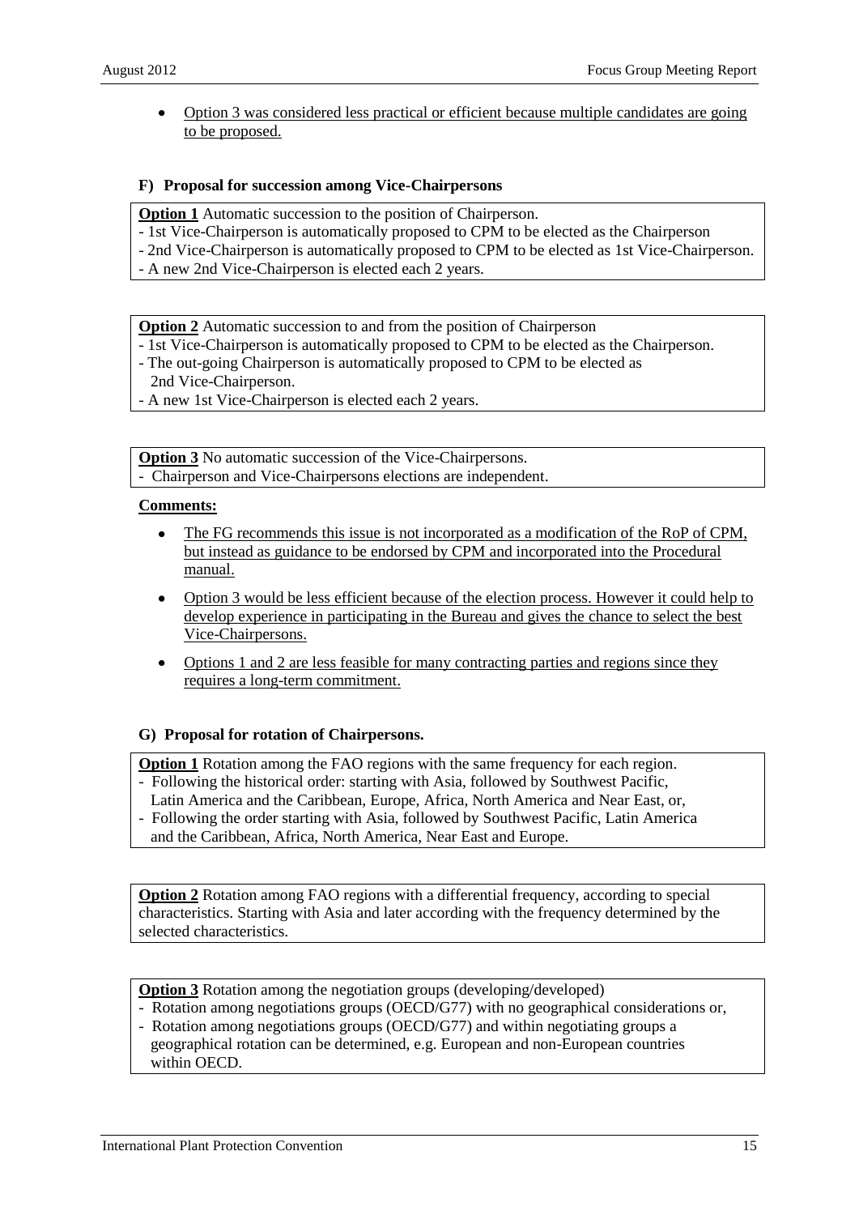- Option 3 was considered less practical or efficient because multiple candidates are going to be proposed.

### F) Proposal for succession among Vice-Chairpersons

**Option 1** Automatic succession to the position of Chairperson.
- 1st Vice-Chairperson is automatically proposed to CPM to be elected as the Chairperson
- 2nd Vice-Chairperson is automatically proposed to CPM to be elected as 1st Vice-Chairperson.
- A new 2nd Vice-Chairperson is elected each 2 years.

**Option 2** Automatic succession to and from the position of Chairperson
- 1st Vice-Chairperson is automatically proposed to CPM to be elected as the Chairperson.
- The out-going Chairperson is automatically proposed to CPM to be elected as 2nd Vice-Chairperson.
- A new 1st Vice-Chairperson is elected each 2 years.

**Option 3** No automatic succession of the Vice-Chairpersons.
- Chairperson and Vice-Chairpersons elections are independent.

**Comments:**

- The FG recommends this issue is not incorporated as a modification of the RoP of CPM, but instead as guidance to be endorsed by CPM and incorporated into the Procedural manual.
- Option 3 would be less efficient because of the election process. However it could help to develop experience in participating in the Bureau and gives the chance to select the best Vice-Chairpersons.
- Options 1 and 2 are less feasible for many contracting parties and regions since they requires a long-term commitment.

### G) Proposal for rotation of Chairpersons.

**Option 1** Rotation among the FAO regions with the same frequency for each region.
- Following the historical order: starting with Asia, followed by Southwest Pacific, Latin America and the Caribbean, Europe, Africa, North America and Near East, or,
- Following the order starting with Asia, followed by Southwest Pacific, Latin America and the Caribbean, Africa, North America, Near East and Europe.

**Option 2** Rotation among FAO regions with a differential frequency, according to special characteristics. Starting with Asia and later according with the frequency determined by the selected characteristics.

**Option 3** Rotation among the negotiation groups (developing/developed)
- Rotation among negotiations groups (OECD/G77) with no geographical considerations or,
- Rotation among negotiations groups (OECD/G77) and within negotiating groups a geographical rotation can be determined, e.g. European and non-European countries within OECD.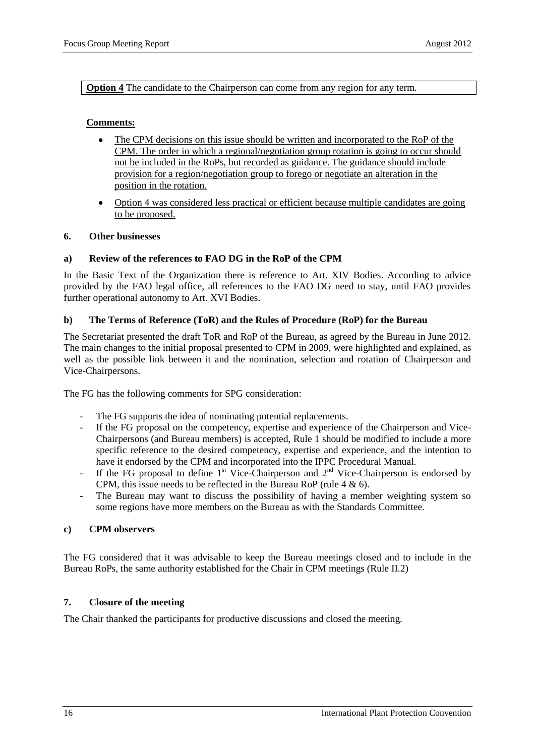**Option 4** The candidate to the Chairperson can come from any region for any term.

**Comments:**

- The CPM decisions on this issue should be written and incorporated to the RoP of the CPM. The order in which a regional/negotiation group rotation is going to occur should not be included in the RoPs, but recorded as guidance. The guidance should include provision for a region/negotiation group to forego or negotiate an alteration in the position in the rotation.
- Option 4 was considered less practical or efficient because multiple candidates are going to be proposed.

## 6. Other businesses

### a) Review of the references to FAO DG in the RoP of the CPM

In the Basic Text of the Organization there is reference to Art. XIV Bodies. According to advice provided by the FAO legal office, all references to the FAO DG need to stay, until FAO provides further operational autonomy to Art. XVI Bodies.

### b) The Terms of Reference (ToR) and the Rules of Procedure (RoP) for the Bureau

The Secretariat presented the draft ToR and RoP of the Bureau, as agreed by the Bureau in June 2012. The main changes to the initial proposal presented to CPM in 2009, were highlighted and explained, as well as the possible link between it and the nomination, selection and rotation of Chairperson and Vice-Chairpersons.

The FG has the following comments for SPG consideration:

- The FG supports the idea of nominating potential replacements.
- If the FG proposal on the competency, expertise and experience of the Chairperson and Vice-Chairpersons (and Bureau members) is accepted, Rule 1 should be modified to include a more specific reference to the desired competency, expertise and experience, and the intention to have it endorsed by the CPM and incorporated into the IPPC Procedural Manual.
- If the FG proposal to define 1st Vice-Chairperson and 2nd Vice-Chairperson is endorsed by CPM, this issue needs to be reflected in the Bureau RoP (rule 4 & 6).
- The Bureau may want to discuss the possibility of having a member weighting system so some regions have more members on the Bureau as with the Standards Committee.

### c) CPM observers

The FG considered that it was advisable to keep the Bureau meetings closed and to include in the Bureau RoPs, the same authority established for the Chair in CPM meetings (Rule II.2)

## 7. Closure of the meeting

The Chair thanked the participants for productive discussions and closed the meeting.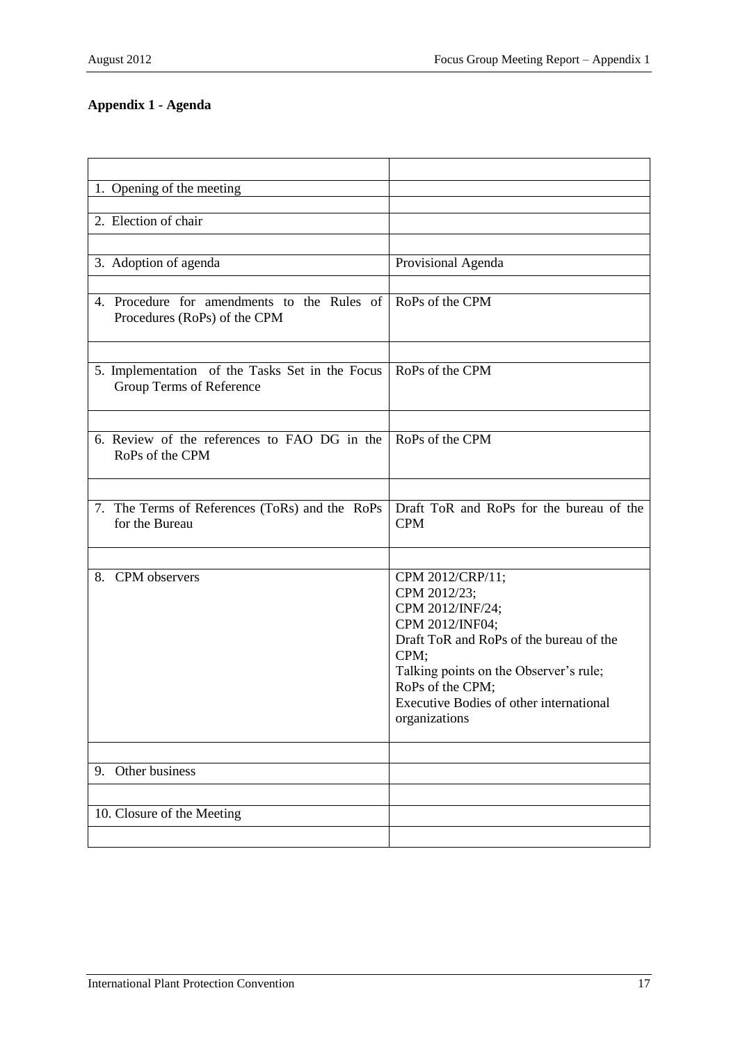## Appendix 1 - Agenda

| | |
|---|---|
| 1. Opening of the meeting | |
| 2. Election of chair | |
| 3. Adoption of agenda | Provisional Agenda |
| 4. Procedure for amendments to the Rules of Procedures (RoPs) of the CPM | RoPs of the CPM |
| 5. Implementation of the Tasks Set in the Focus Group Terms of Reference | RoPs of the CPM |
| 6. Review of the references to FAO DG in the RoPs of the CPM | RoPs of the CPM |
| 7. The Terms of References (ToRs) and the RoPs for the Bureau | Draft ToR and RoPs for the bureau of the CPM |
| 8. CPM observers | CPM 2012/CRP/11;<br>CPM 2012/23;<br>CPM 2012/INF/24;<br>CPM 2012/INF04;<br>Draft ToR and RoPs of the bureau of the CPM;<br>Talking points on the Observer's rule;<br>RoPs of the CPM;<br>Executive Bodies of other international organizations |
| 9. Other business | |
| 10. Closure of the Meeting | |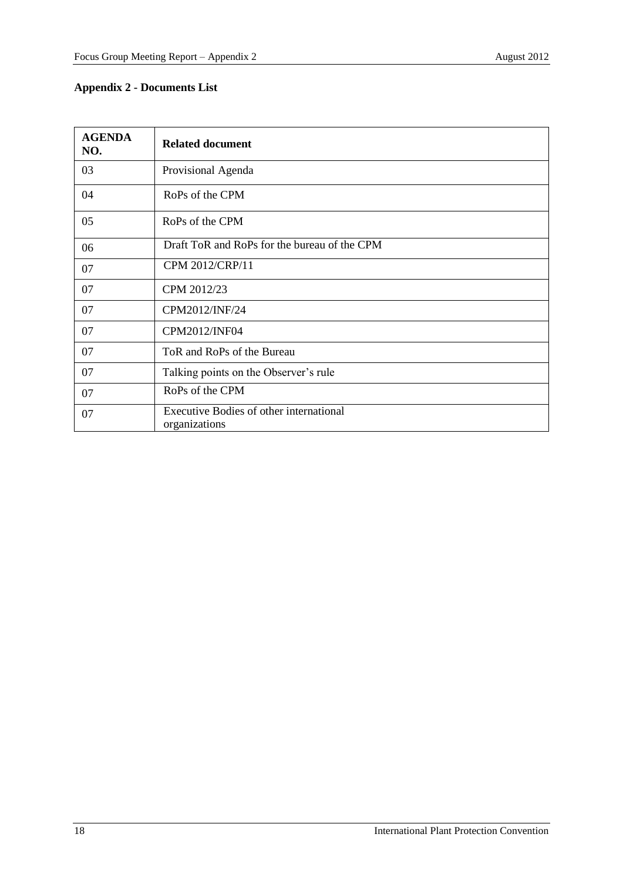**Appendix 2 - Documents List**

| AGENDA NO. | Related document |
|---|---|
| 03 | Provisional Agenda |
| 04 | RoPs of the CPM |
| 05 | RoPs of the CPM |
| 06 | Draft ToR and RoPs for the bureau of the CPM |
| 07 | CPM 2012/CRP/11 |
| 07 | CPM 2012/23 |
| 07 | CPM2012/INF/24 |
| 07 | CPM2012/INF04 |
| 07 | ToR and RoPs of the Bureau |
| 07 | Talking points on the Observer's rule |
| 07 | RoPs of the CPM |
| 07 | Executive Bodies of other international organizations |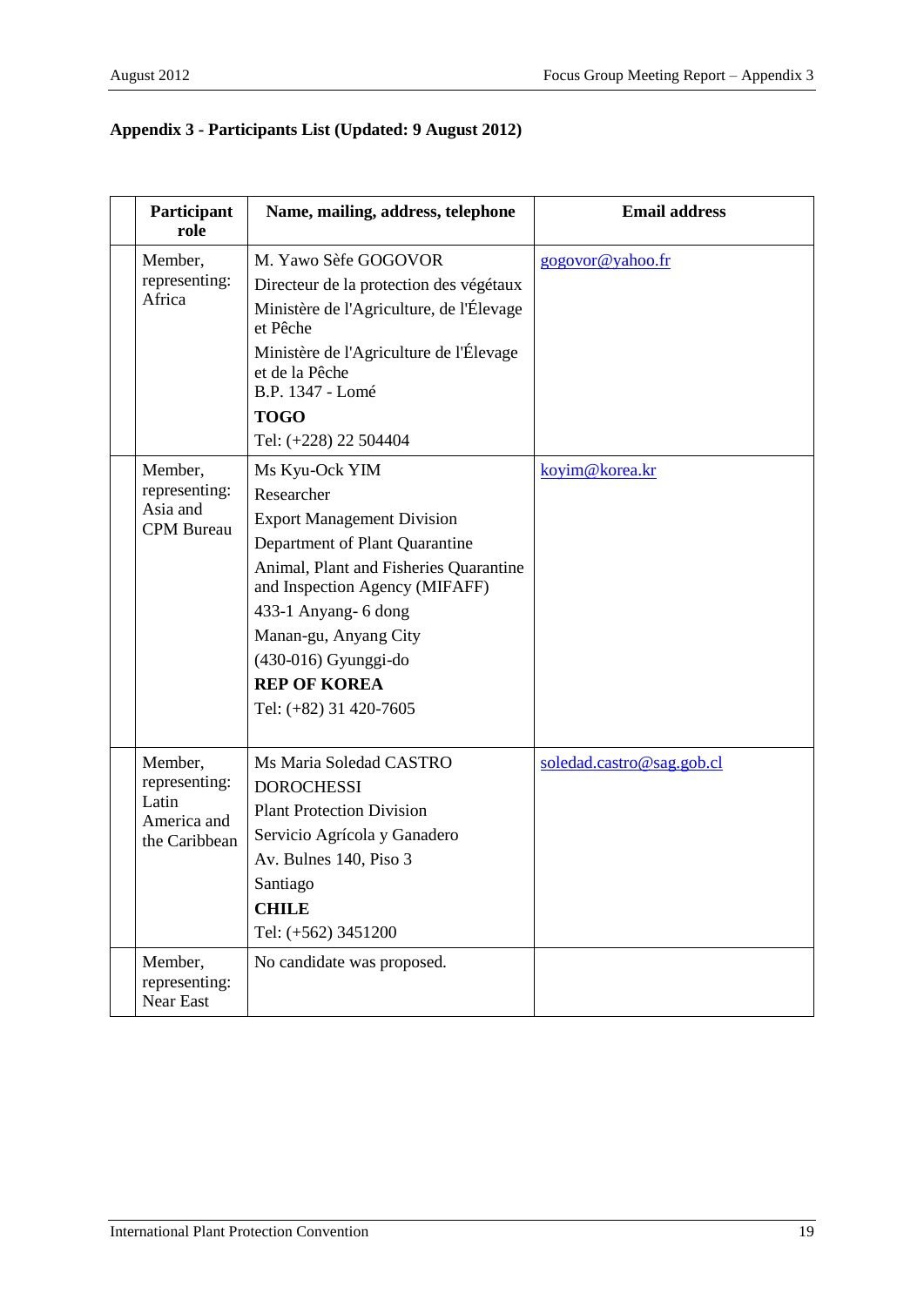**Appendix 3 - Participants List (Updated: 9 August 2012)**

| | Participant role | Name, mailing, address, telephone | Email address |
|---|---|---|---|
| | Member, representing: Africa | M. Yawo Sèfe GOGOVOR<br>Directeur de la protection des végétaux<br>Ministère de l'Agriculture, de l'Élevage et Pêche<br>Ministère de l'Agriculture de l'Élevage et de la Pêche<br>B.P. 1347 - Lomé<br>**TOGO**<br>Tel: (+228) 22 504404 | gogovor@yahoo.fr |
| | Member, representing: Asia and CPM Bureau | Ms Kyu-Ock YIM<br>Researcher<br>Export Management Division<br>Department of Plant Quarantine<br>Animal, Plant and Fisheries Quarantine and Inspection Agency (MIFAFF)<br>433-1 Anyang- 6 dong<br>Manan-gu, Anyang City<br>(430-016) Gyunggi-do<br>**REP OF KOREA**<br>Tel: (+82) 31 420-7605 | koyim@korea.kr |
| | Member, representing: Latin America and the Caribbean | Ms Maria Soledad CASTRO DOROCHESSI<br>Plant Protection Division<br>Servicio Agrícola y Ganadero<br>Av. Bulnes 140, Piso 3<br>Santiago<br>**CHILE**<br>Tel: (+562) 3451200 | soledad.castro@sag.gob.cl |
| | Member, representing: Near East | No candidate was proposed. | |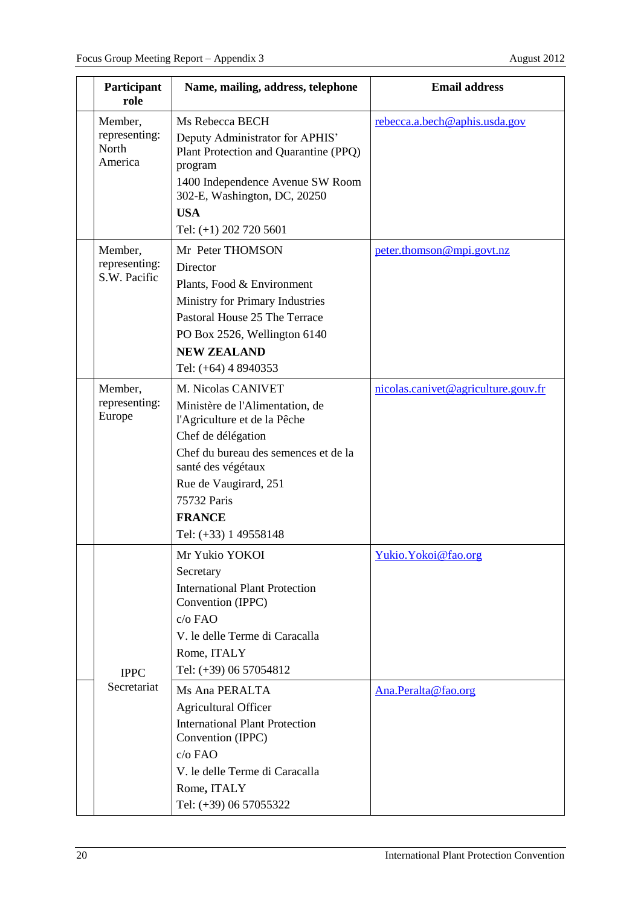| | Participant role | Name, mailing, address, telephone | Email address |
|---|---|---|---|
| | Member, representing: North America | Ms Rebecca BECH<br>Deputy Administrator for APHIS' Plant Protection and Quarantine (PPQ) program<br>1400 Independence Avenue SW Room 302-E, Washington, DC, 20250<br>**USA**<br>Tel: (+1) 202 720 5601 | rebecca.a.bech@aphis.usda.gov |
| | Member, representing: S.W. Pacific | Mr Peter THOMSON<br>Director<br>Plants, Food & Environment<br>Ministry for Primary Industries<br>Pastoral House 25 The Terrace<br>PO Box 2526, Wellington 6140<br>**NEW ZEALAND**<br>Tel: (+64) 4 8940353 | peter.thomson@mpi.govt.nz |
| | Member, representing: Europe | M. Nicolas CANIVET<br>Ministère de l'Alimentation, de l'Agriculture et de la Pêche<br>Chef de délégation<br>Chef du bureau des semences et de la santé des végétaux<br>Rue de Vaugirard, 251<br>75732 Paris<br>**FRANCE**<br>Tel: (+33) 1 49558148 | nicolas.canivet@agriculture.gouv.fr |
| | IPPC Secretariat | Mr Yukio YOKOI<br>Secretary<br>International Plant Protection Convention (IPPC)<br>c/o FAO<br>V. le delle Terme di Caracalla<br>Rome, ITALY<br>Tel: (+39) 06 57054812 | Yukio.Yokoi@fao.org |
| | IPPC Secretariat | Ms Ana PERALTA<br>Agricultural Officer<br>International Plant Protection Convention (IPPC)<br>c/o FAO<br>V. le delle Terme di Caracalla<br>Rome**,** ITALY<br>Tel: (+39) 06 57055322 | Ana.Peralta@fao.org |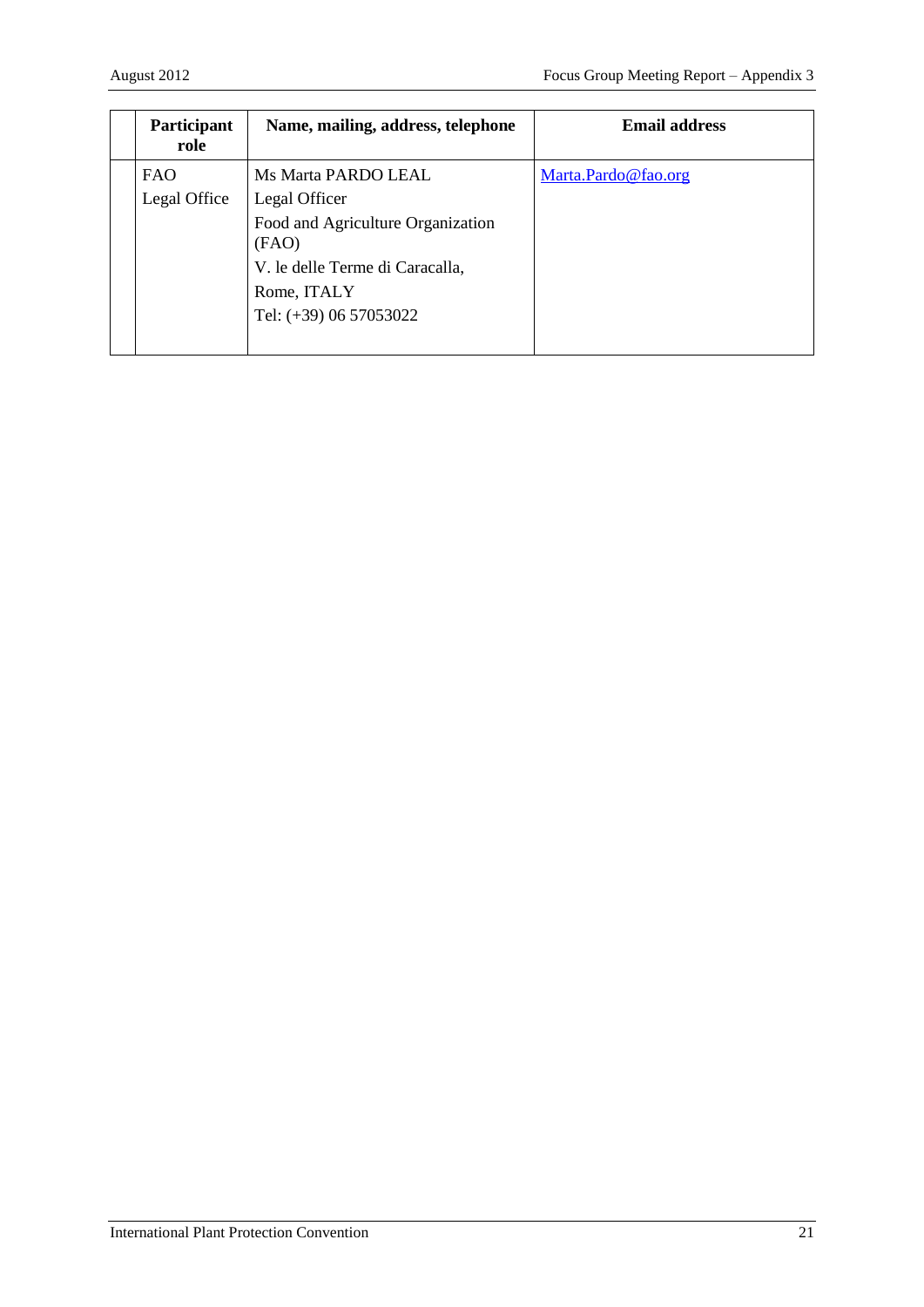| | Participant role | Name, mailing, address, telephone | Email address |
|---|---|---|---|
| | FAO<br>Legal Office | Ms Marta PARDO LEAL<br>Legal Officer<br>Food and Agriculture Organization (FAO)<br>V. le delle Terme di Caracalla,<br>Rome, ITALY<br>Tel: (+39) 06 57053022 | Marta.Pardo@fao.org |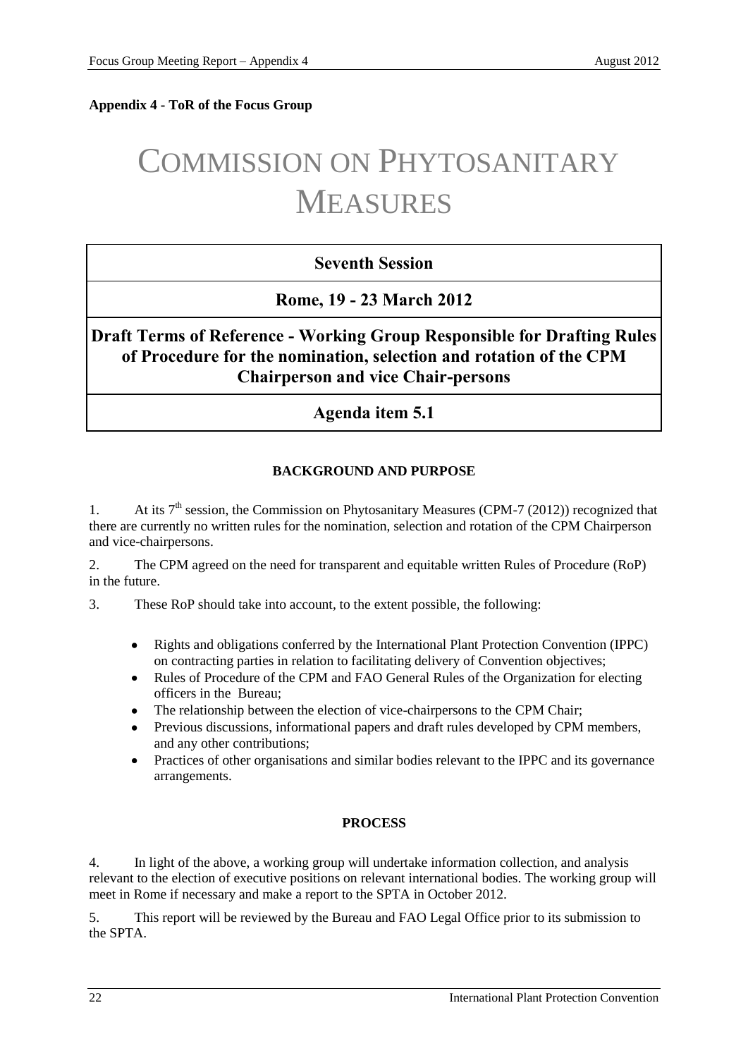**Appendix 4 - ToR of the Focus Group**

# COMMISSION ON PHYTOSANITARY MEASURES

## Seventh Session

## Rome, 19 - 23 March 2012

## Draft Terms of Reference - Working Group Responsible for Drafting Rules of Procedure for the nomination, selection and rotation of the CPM Chairperson and vice Chair-persons

## Agenda item 5.1

### BACKGROUND AND PURPOSE

1. At its 7th session, the Commission on Phytosanitary Measures (CPM-7 (2012)) recognized that there are currently no written rules for the nomination, selection and rotation of the CPM Chairperson and vice-chairpersons.

2. The CPM agreed on the need for transparent and equitable written Rules of Procedure (RoP) in the future.

3. These RoP should take into account, to the extent possible, the following:

- Rights and obligations conferred by the International Plant Protection Convention (IPPC) on contracting parties in relation to facilitating delivery of Convention objectives;
- Rules of Procedure of the CPM and FAO General Rules of the Organization for electing officers in the Bureau;
- The relationship between the election of vice-chairpersons to the CPM Chair;
- Previous discussions, informational papers and draft rules developed by CPM members, and any other contributions;
- Practices of other organisations and similar bodies relevant to the IPPC and its governance arrangements.

### PROCESS

4. In light of the above, a working group will undertake information collection, and analysis relevant to the election of executive positions on relevant international bodies. The working group will meet in Rome if necessary and make a report to the SPTA in October 2012.

5. This report will be reviewed by the Bureau and FAO Legal Office prior to its submission to the SPTA.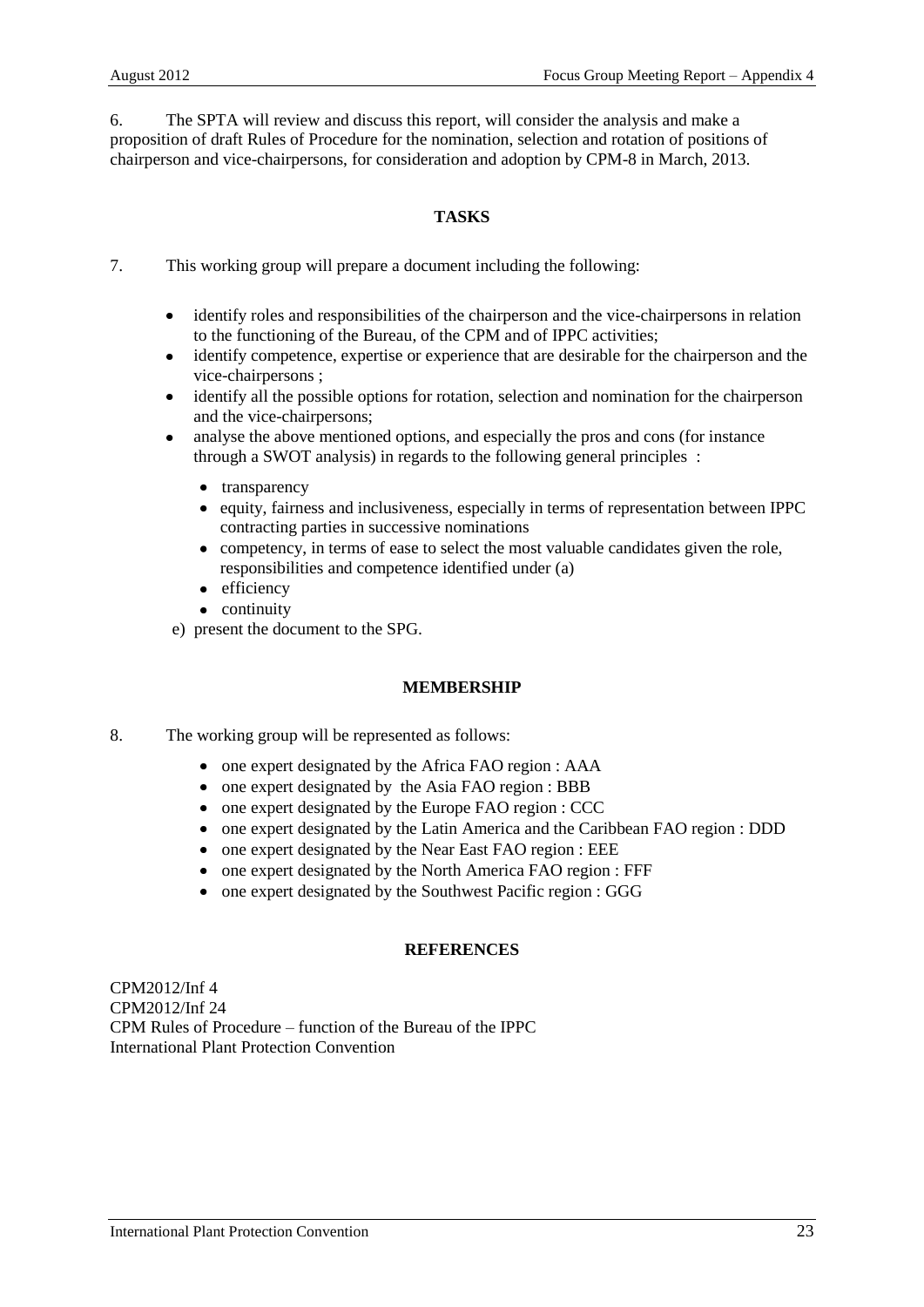6. The SPTA will review and discuss this report, will consider the analysis and make a proposition of draft Rules of Procedure for the nomination, selection and rotation of positions of chairperson and vice-chairpersons, for consideration and adoption by CPM-8 in March, 2013.

## TASKS

7. This working group will prepare a document including the following:

- identify roles and responsibilities of the chairperson and the vice-chairpersons in relation to the functioning of the Bureau, of the CPM and of IPPC activities;
- identify competence, expertise or experience that are desirable for the chairperson and the vice-chairpersons ;
- identify all the possible options for rotation, selection and nomination for the chairperson and the vice-chairpersons;
- analyse the above mentioned options, and especially the pros and cons (for instance through a SWOT analysis) in regards to the following general principles :
  - transparency
  - equity, fairness and inclusiveness, especially in terms of representation between IPPC contracting parties in successive nominations
  - competency, in terms of ease to select the most valuable candidates given the role, responsibilities and competence identified under (a)
  - efficiency
  - continuity

e) present the document to the SPG.

## MEMBERSHIP

8. The working group will be represented as follows:

- one expert designated by the Africa FAO region : AAA
- one expert designated by the Asia FAO region : BBB
- one expert designated by the Europe FAO region : CCC
- one expert designated by the Latin America and the Caribbean FAO region : DDD
- one expert designated by the Near East FAO region : EEE
- one expert designated by the North America FAO region : FFF
- one expert designated by the Southwest Pacific region : GGG

## REFERENCES

CPM2012/Inf 4
CPM2012/Inf 24
CPM Rules of Procedure – function of the Bureau of the IPPC
International Plant Protection Convention